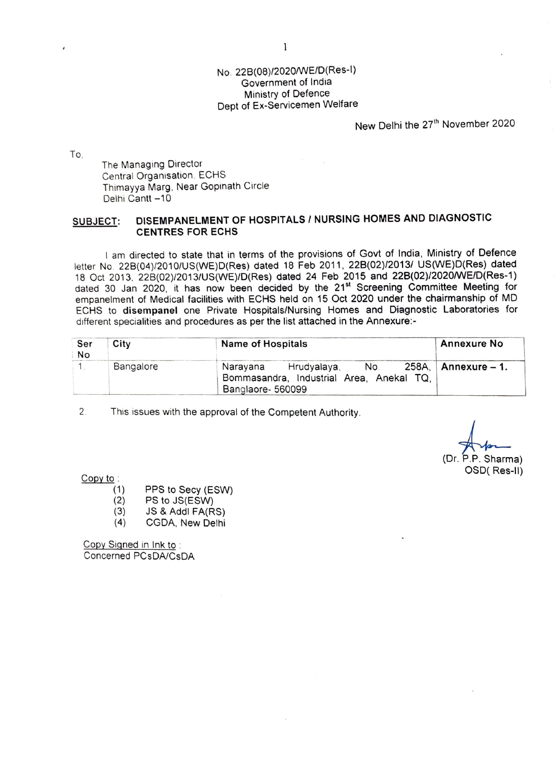No. 22B(08)/2020/WE/D(Res-I)
Government of India
Ministry of Defence
Dept of Ex-Servicemen Welfare

New Delhi the 27th November 2020

To,

The Managing Director
Central Organisation, ECHS
Thimayya Marg, Near Gopinath Circle
Delhi Cantt –10

**SUBJECT: DISEMPANELMENT OF HOSPITALS / NURSING HOMES AND DIAGNOSTIC CENTRES FOR ECHS**

I am directed to state that in terms of the provisions of Govt of India, Ministry of Defence letter No. 22B(04)/2010/US(WE)D(Res) dated 18 Feb 2011, 22B(02)/2013/ US(WE)D(Res) dated 18 Oct 2013, 22B(02)/2013/US(WE)/D(Res) dated 24 Feb 2015 and 22B(02)/2020/WE/D(Res-1) dated 30 Jan 2020, it has now been decided by the 21st Screening Committee Meeting for empanelment of Medical facilities with ECHS held on 15 Oct 2020 under the chairmanship of MD ECHS to **disempanel** one Private Hospitals/Nursing Homes and Diagnostic Laboratories for different specialities and procedures as per the list attached in the Annexure:-

| Ser No | City | Name of Hospitals | Annexure No |
|---|---|---|---|
| 1. | Bangalore | Narayana Hrudyalaya, No. 258A, Bommasandra, Industrial Area, Anekal TQ, Banglaore- 560099 | **Annexure – 1.** |

2. This issues with the approval of the Competent Authority.

(Dr. P.P. Sharma)
OSD( Res-II)

Copy to :

(1) PPS to Secy (ESW)
(2) PS to JS(ESW)
(3) JS & Addl FA(RS)
(4) CGDA, New Delhi

Copy Signed in Ink to :
Concerned PCsDA/CsDA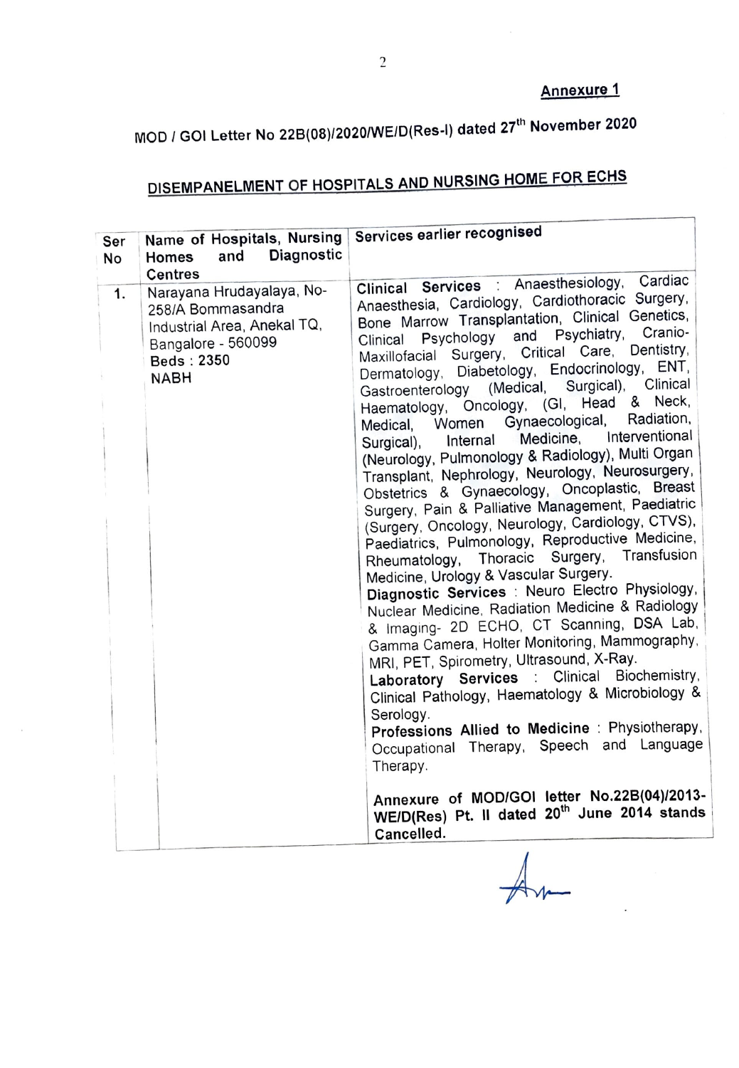**Annexure 1**

MOD / GOI Letter No 22B(08)/2020/WE/D(Res-I) dated 27th November 2020

## DISEMPANELMENT OF HOSPITALS AND NURSING HOME FOR ECHS

| Ser No | Name of Hospitals, Nursing Homes and Diagnostic Centres | Services earlier recognised |
|---|---|---|
| 1. | Narayana Hrudayalaya, No-258/A Bommasandra Industrial Area, Anekal TQ, Bangalore - 560099<br>**Beds : 2350**<br>NABH | **Clinical Services** : Anaesthesiology, Cardiac Anaesthesia, Cardiology, Cardiothoracic Surgery, Bone Marrow Transplantation, Clinical Genetics, Clinical Psychology and Psychiatry, Cranio-Maxillofacial Surgery, Critical Care, Dentistry, Dermatology, Diabetology, Endocrinology, ENT, Gastroenterology (Medical, Surgical), Clinical Haematology, Oncology, (GI, Head & Neck, Medical, Women Gynaecological, Radiation, Surgical), Internal Medicine, Interventional (Neurology, Pulmonology & Radiology), Multi Organ Transplant, Nephrology, Neurology, Neurosurgery, Obstetrics & Gynaecology, Oncoplastic, Breast Surgery, Pain & Palliative Management, Paediatric (Surgery, Oncology, Neurology, Cardiology, CTVS), Paediatrics, Pulmonology, Reproductive Medicine, Rheumatology, Thoracic Surgery, Transfusion Medicine, Urology & Vascular Surgery.<br>**Diagnostic Services** : Neuro Electro Physiology, Nuclear Medicine, Radiation Medicine & Radiology & Imaging- 2D ECHO, CT Scanning, DSA Lab, Gamma Camera, Holter Monitoring, Mammography, MRI, PET, Spirometry, Ultrasound, X-Ray.<br>**Laboratory Services** : Clinical Biochemistry, Clinical Pathology, Haematology & Microbiology & Serology.<br>**Professions Allied to Medicine** : Physiotherapy, Occupational Therapy, Speech and Language Therapy.<br><br>**Annexure of MOD/GOI letter No.22B(04)/2013-WE/D(Res) Pt. II dated 20th June 2014 stands Cancelled.** |